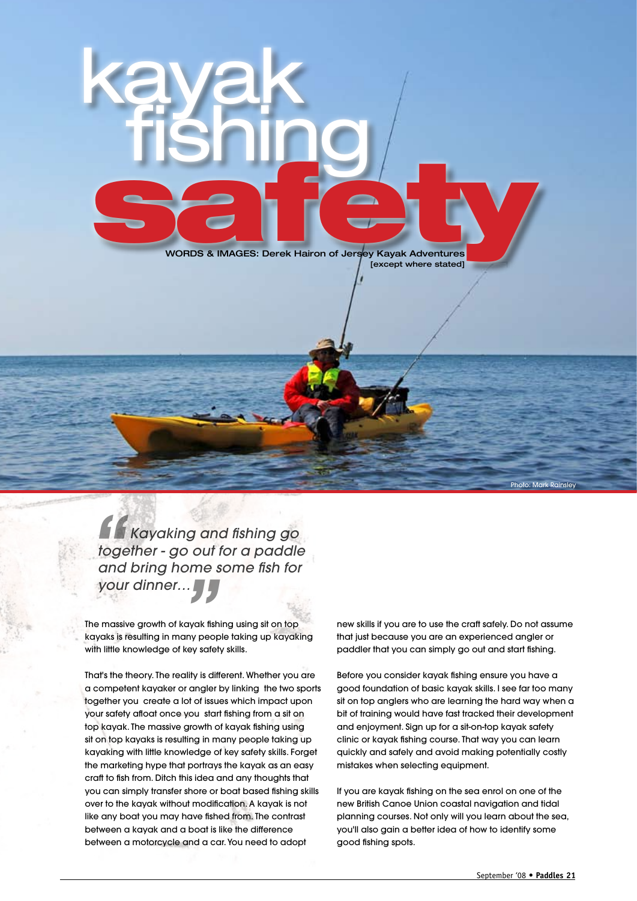# kayak fishing safety

WORDS & IMAGES: Derek Hairon of Jersey Kayak Adventures [except where stated]

Photo: Mark Rainsley

> *Kayaking and fishing go together - go out for a paddle and bring home some fish for your dinner…*

The massive growth of kayak fishing using sit on top kayaks is resulting in many people taking up kayaking with little knowledge of key safety skills.

That's the theory. The reality is different. Whether you are a competent kayaker or angler by linking the two sports together you create a lot of issues which impact upon your safety afloat once you start fishing from a sit on top kayak. The massive growth of kayak fishing using sit on top kayaks is resulting in many people taking up kayaking with little knowledge of key safety skills. Forget the marketing hype that portrays the kayak as an easy craft to fish from. Ditch this idea and any thoughts that you can simply transfer shore or boat based fishing skills over to the kayak without modification. A kayak is not like any boat you may have fished from. The contrast between a kayak and a boat is like the difference between a motorcycle and a car. You need to adopt new skills if you are to use the craft safely. Do not assume that just because you are an experienced angler or paddler that you can simply go out and start fishing.

Before you consider kayak fishing ensure you have a good foundation of basic kayak skills. I see far too many sit on top anglers who are learning the hard way when a bit of training would have fast tracked their development and enjoyment. Sign up for a sit-on-top kayak safety clinic or kayak fishing course. That way you can learn quickly and safely and avoid making potentially costly mistakes when selecting equipment.

If you are kayak fishing on the sea enrol on one of the new British Canoe Union coastal navigation and tidal planning courses. Not only will you learn about the sea, you'll also gain a better idea of how to identify some good fishing spots.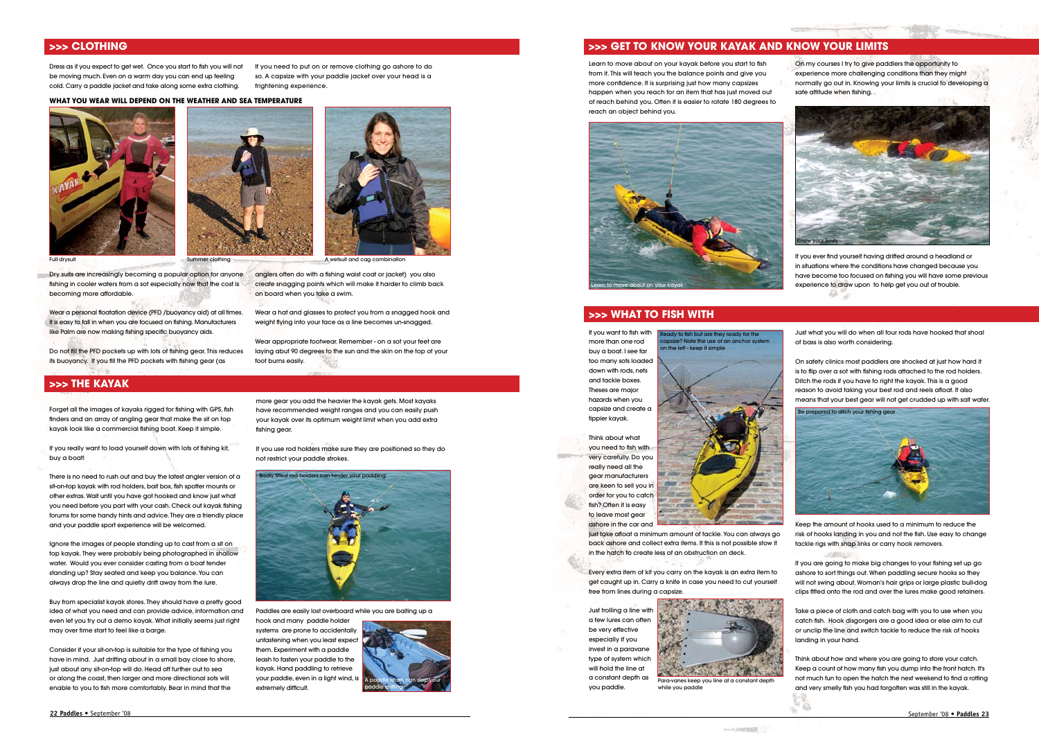## >>> CLOTHING

Dress as if you expect to get wet. Once you start to fish you will not be moving much. Even on a warm day you can end up feeling cold. Carry a paddle jacket and take along some extra clothing.

If you need to put on or remove clothing go ashore to do so. A capsize with your paddle jacket over your head is a frightening experience.

### WHAT YOU WEAR WILL DEPEND ON THE WEATHER AND SEA TEMPERATURE

Full drysuit

Summer clothing

A wetsuit and cag combination

Dry suits are increasingly becoming a popular option for anyone fishing in cooler waters from a sot especially now that the cost is becoming more affordable.

Wear a personal floatation device (PFD /buoyancy aid) at all times. It is easy to fall in when you are focused on fishing. Manufacturers like Palm are now making fishing specific buoyancy aids.

Do not fill the PFD pockets up with lots of fishing gear. This reduces its buoyancy. If you fill the PFD pockets with fishing gear (as anglers often do with a fishing waist coat or jacket) you also create snagging points which will make it harder to climb back on board when you take a swim.

Wear a hat and glasses to protect you from a snagged hook and weight flying into your face as a line becomes un-snagged.

Wear appropriate footwear. Remember - on a sot your feet are laying abut 90 degrees to the sun and the skin on the top of your foot burns easily.

## >>> THE KAYAK

Forget all the images of kayaks rigged for fishing with GPS, fish finders and an array of angling gear that make the sit on top kayak look like a commercial fishing boat. Keep it simple.

If you really want to load yourself down with lots of fishing kit, buy a boat!

There is no need to rush out and buy the latest angler version of a sit-on-top kayak with rod holders, bait box, fish spotter mounts or other extras. Wait until you have got hooked and know just what you need before you part with your cash. Check out kayak fishing forums for some handy hints and advice. They are a friendly place and your paddle sport experience will be welcomed.

Ignore the images of people standing up to cast from a sit on top kayak. They were probably being photographed in shallow water. Would you ever consider casting from a boat tender standing up? Stay seated and keep you balance. You can always drop the line and quietly drift away from the lure.

Buy from specialist kayak stores. They should have a pretty good idea of what you need and can provide advice, information and even let you try out a demo kayak. What initially seems just right may over time start to feel like a barge.

Consider if your sit-on-top is suitable for the type of fishing you have in mind. Just drifting about in a small bay close to shore, just about any sit-on-top will do. Head off further out to sea or along the coast, then larger and more directional sots will enable to you to fish more comfortably. Bear in mind that the more gear you add the heavier the kayak gets. Most kayaks have recommended weight ranges and you can easily push your kayak over its optimum weight limit when you add extra fishing gear.

If you use rod holders make sure they are positioned so they do not restrict your paddle strokes.

Badly fitted rod holders can hinder your paddling

Paddles are easily lost overboard while you are baiting up a hook and many paddle holder systems are prone to accidentally unfastening when you least expect them. Experiment with a paddle leash to fasten your paddle to the kayak. Hand paddling to retrieve your paddle, even in a light wind, is extremely difficult.

A paddle leash can stop your paddle drifting

## >>> GET TO KNOW YOUR KAYAK AND KNOW YOUR LIMITS

Learn to move about on your kayak before you start to fish from it. This will teach you the balance points and give you more confidence. It is surprising just how many capsizes happen when you reach for an item that has just moved out of reach behind you. Often it is easier to rotate 180 degrees to reach an object behind you.

On my courses I try to give paddlers the opportunity to experience more challenging conditions than they might normally go out in. Knowing your limits is crucial to developing a safe attitude when fishing. .

Learn to move about on your kayak

Know your limits

If you ever find yourself having drifted around a headland or in situations where the conditions have changed because you have become too focused on fishing you will have some previous experience to draw upon to help get you out of trouble.

## >>> WHAT TO FISH WITH

If you want to fish with more than one rod buy a boat. I see far too many sots loaded down with rods, nets and tackle boxes. Theses are major hazards when you capsize and create a tippier kayak.

Ready to fish but are they ready for the capsize? Note the use of an anchor system on the left - keep it simple

Think about what you need to fish with very carefully. Do you really need all the gear manufacturers are keen to sell you in order for you to catch fish? Often it is easy to leave most gear ashore in the car and just take afloat a minimum amount of tackle. You can always go back ashore and collect extra items. If this is not possible stow it in the hatch to create less of an obstruction on deck.

Every extra item of kit you carry on the kayak is an extra item to get caught up in. Carry a knife in case you need to cut yourself free from lines during a capsize.

Just trolling a line with a few lures can often be very effective especially if you invest in a paravane type of system which will hold the line at a constant depth as you paddle.

Para-vanes keep you line at a constant depth while you paddle

Just what you will do when all four rods have hooked that shoal of bass is also worth considering.

On safety clinics most paddlers are shocked at just how hard it is to flip over a sot with fishing rods attached to the rod holders. Ditch the rods if you have to right the kayak. This is a good reason to avoid taking your best rod and reels afloat. It also means that your best gear will not get crudded up with salt water.

Be prepared to ditch your fishing gear

Keep the amount of hooks used to a minimum to reduce the risk of hooks landing in you and not the fish. Use easy to change tackle rigs with snap links or carry hook removers.

If you are going to make big changes to your fishing set up go ashore to sort things out. When paddling secure hooks so they will not swing about. Woman's hair grips or large plastic bull-dog clips fitted onto the rod and over the lures make good retainers.

Take a piece of cloth and catch bag with you to use when you catch fish. Hook disgorgers are a good idea or else aim to cut or unclip the line and switch tackle to reduce the risk of hooks landing in your hand.

Think about how and where you are going to store your catch. Keep a count of how many fish you dump into the front hatch. It's not much fun to open the hatch the next weekend to find a rotting and very smelly fish you had forgotten was still in the kayak.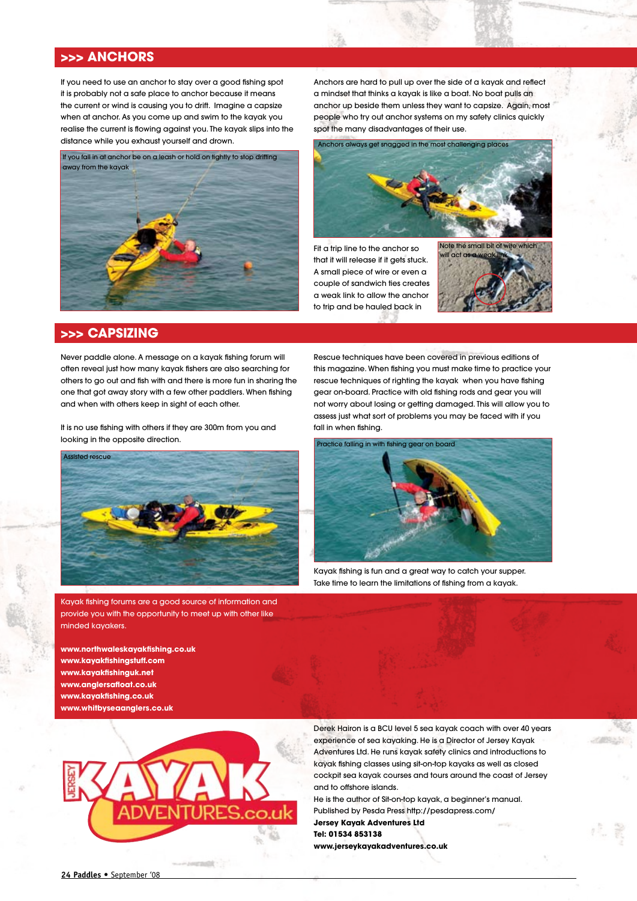## >>> ANCHORS

If you need to use an anchor to stay over a good fishing spot it is probably not a safe place to anchor because it means the current or wind is causing you to drift. Imagine a capsize when at anchor. As you come up and swim to the kayak you realise the current is flowing against you. The kayak slips into the distance while you exhaust yourself and drown.

If you fall in at anchor be on a leash or hold on tightly to stop drifting away from the kayak

Anchors are hard to pull up over the side of a kayak and reflect a mindset that thinks a kayak is like a boat. No boat pulls an anchor up beside them unless they want to capsize. Again, most people who try out anchor systems on my safety clinics quickly spot the many disadvantages of their use.

Anchors always get snagged in the most challenging places

Fit a trip line to the anchor so that it will release if it gets stuck. A small piece of wire or even a couple of sandwich ties creates a weak link to allow the anchor to trip and be hauled back in

Note the small bit of wire which will act as a weak link

## >>> CAPSIZING

Never paddle alone. A message on a kayak fishing forum will often reveal just how many kayak fishers are also searching for others to go out and fish with and there is more fun in sharing the one that got away story with a few other paddlers. When fishing and when with others keep in sight of each other.

It is no use fishing with others if they are 300m from you and looking in the opposite direction.

Assisted rescue

Rescue techniques have been covered in previous editions of this magazine. When fishing you must make time to practice your rescue techniques of righting the kayak when you have fishing gear on-board. Practice with old fishing rods and gear you will not worry about losing or getting damaged. This will allow you to assess just what sort of problems you may be faced with if you fall in when fishing.

Practice falling in with fishing gear on board

Kayak fishing is fun and a great way to catch your supper. Take time to learn the limitations of fishing from a kayak.

Kayak fishing forums are a good source of information and provide you with the opportunity to meet up with other like minded kayakers.

**www.northwaleskayakfishing.co.uk**
**www.kayakfishingstuff.com**
**www.kayakfishinguk.net**
**www.anglersafloat.co.uk**
**www.kayakfishing.co.uk**
**www.whitbyseaanglers.co.uk**

JERSEY KAYAK ADVENTURES.co.uk

Derek Hairon is a BCU level 5 sea kayak coach with over 40 years experience of sea kayaking. He is a Director of Jersey Kayak Adventures Ltd. He runs kayak safety clinics and introductions to kayak fishing classes using sit-on-top kayaks as well as closed cockpit sea kayak courses and tours around the coast of Jersey and to offshore islands.
He is the author of Sit-on-top kayak, a beginner's manual. Published by Pesda Press http://pesdapress.com/
**Jersey Kayak Adventures Ltd**
**Tel: 01534 853138**
**www.jerseykayakadventures.co.uk**